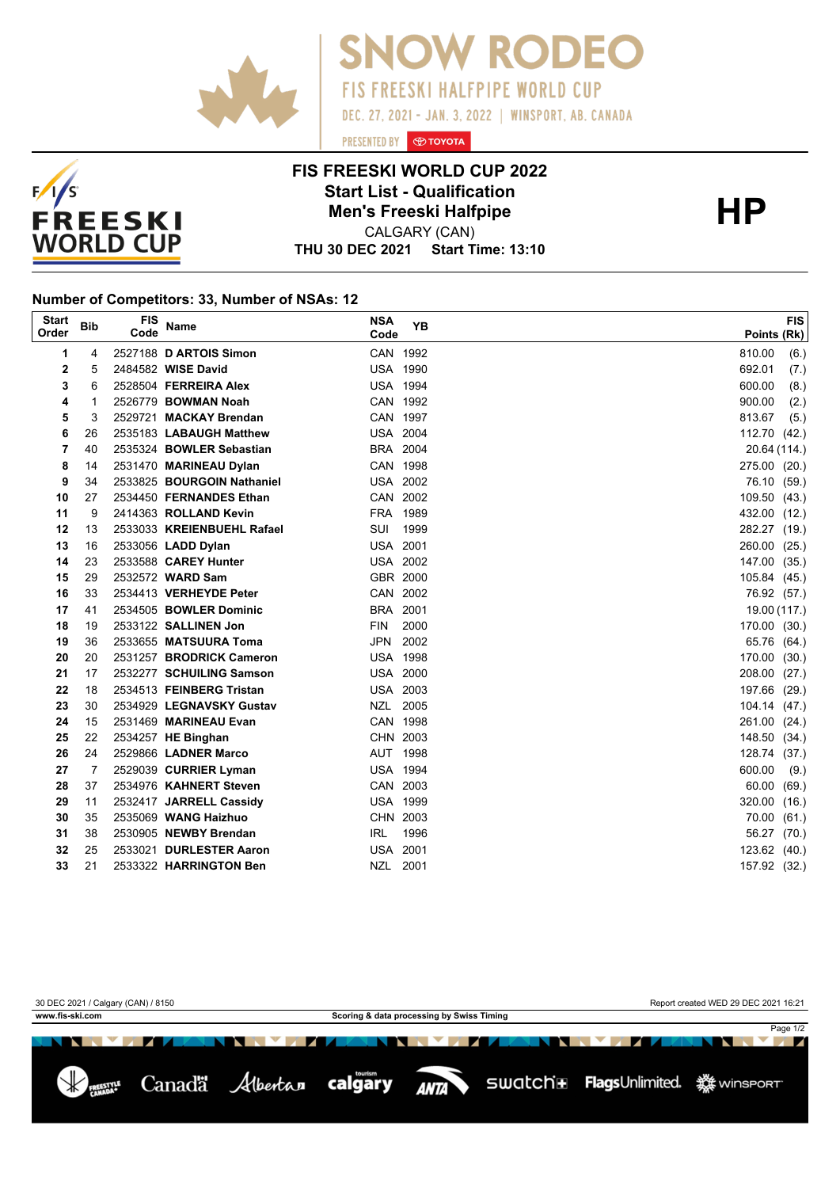# SNOW RODEO

FIS FREESKI HALFPIPE WORLD CUP

DEC. 27, 2021 - JAN. 3, 2022 | WINSPORT, AB, CANADA

PRESENTED BY TOYOTA

## FIS FREESKI WORLD CUP 2022

### Start List - Qualification

### Men's Freeski Halfpipe

CALGARY (CAN)

**THU 30 DEC 2021 Start Time: 13:10**

**HP**

**Number of Competitors: 33, Number of NSAs: 12**

| Start Order | Bib | FIS Code | Name | NSA Code | YB | FIS Points (Rk) |
|---|---|---|---|---|---|---|
| 1 | 4 | 2527188 | **D ARTOIS Simon** | CAN | 1992 | 810.00 (6.) |
| 2 | 5 | 2484582 | **WISE David** | USA | 1990 | 692.01 (7.) |
| 3 | 6 | 2528504 | **FERREIRA Alex** | USA | 1994 | 600.00 (8.) |
| 4 | 1 | 2526779 | **BOWMAN Noah** | CAN | 1992 | 900.00 (2.) |
| 5 | 3 | 2529721 | **MACKAY Brendan** | CAN | 1997 | 813.67 (5.) |
| 6 | 26 | 2535183 | **LABAUGH Matthew** | USA | 2004 | 112.70 (42.) |
| 7 | 40 | 2535324 | **BOWLER Sebastian** | BRA | 2004 | 20.64 (114.) |
| 8 | 14 | 2531470 | **MARINEAU Dylan** | CAN | 1998 | 275.00 (20.) |
| 9 | 34 | 2533825 | **BOURGOIN Nathaniel** | USA | 2002 | 76.10 (59.) |
| 10 | 27 | 2534450 | **FERNANDES Ethan** | CAN | 2002 | 109.50 (43.) |
| 11 | 9 | 2414363 | **ROLLAND Kevin** | FRA | 1989 | 432.00 (12.) |
| 12 | 13 | 2533033 | **KREIENBUEHL Rafael** | SUI | 1999 | 282.27 (19.) |
| 13 | 16 | 2533056 | **LADD Dylan** | USA | 2001 | 260.00 (25.) |
| 14 | 23 | 2533588 | **CAREY Hunter** | USA | 2002 | 147.00 (35.) |
| 15 | 29 | 2532572 | **WARD Sam** | GBR | 2000 | 105.84 (45.) |
| 16 | 33 | 2534413 | **VERHEYDE Peter** | CAN | 2002 | 76.92 (57.) |
| 17 | 41 | 2534505 | **BOWLER Dominic** | BRA | 2001 | 19.00 (117.) |
| 18 | 19 | 2533122 | **SALLINEN Jon** | FIN | 2000 | 170.00 (30.) |
| 19 | 36 | 2533655 | **MATSUURA Toma** | JPN | 2002 | 65.76 (64.) |
| 20 | 20 | 2531257 | **BRODRICK Cameron** | USA | 1998 | 170.00 (30.) |
| 21 | 17 | 2532277 | **SCHUILING Samson** | USA | 2000 | 208.00 (27.) |
| 22 | 18 | 2534513 | **FEINBERG Tristan** | USA | 2003 | 197.66 (29.) |
| 23 | 30 | 2534929 | **LEGNAVSKY Gustav** | NZL | 2005 | 104.14 (47.) |
| 24 | 15 | 2531469 | **MARINEAU Evan** | CAN | 1998 | 261.00 (24.) |
| 25 | 22 | 2534257 | **HE Binghan** | CHN | 2003 | 148.50 (34.) |
| 26 | 24 | 2529866 | **LADNER Marco** | AUT | 1998 | 128.74 (37.) |
| 27 | 7 | 2529039 | **CURRIER Lyman** | USA | 1994 | 600.00 (9.) |
| 28 | 37 | 2534976 | **KAHNERT Steven** | CAN | 2003 | 60.00 (69.) |
| 29 | 11 | 2532417 | **JARRELL Cassidy** | USA | 1999 | 320.00 (16.) |
| 30 | 35 | 2535069 | **WANG Haizhuo** | CHN | 2003 | 70.00 (61.) |
| 31 | 38 | 2530905 | **NEWBY Brendan** | IRL | 1996 | 56.27 (70.) |
| 32 | 25 | 2533021 | **DURLESTER Aaron** | USA | 2001 | 123.62 (40.) |
| 33 | 21 | 2533322 | **HARRINGTON Ben** | NZL | 2001 | 157.92 (32.) |

30 DEC 2021 / Calgary (CAN) / 8150

Report created WED 29 DEC 2021 16:21

www.fis-ski.com

Scoring & data processing by Swiss Timing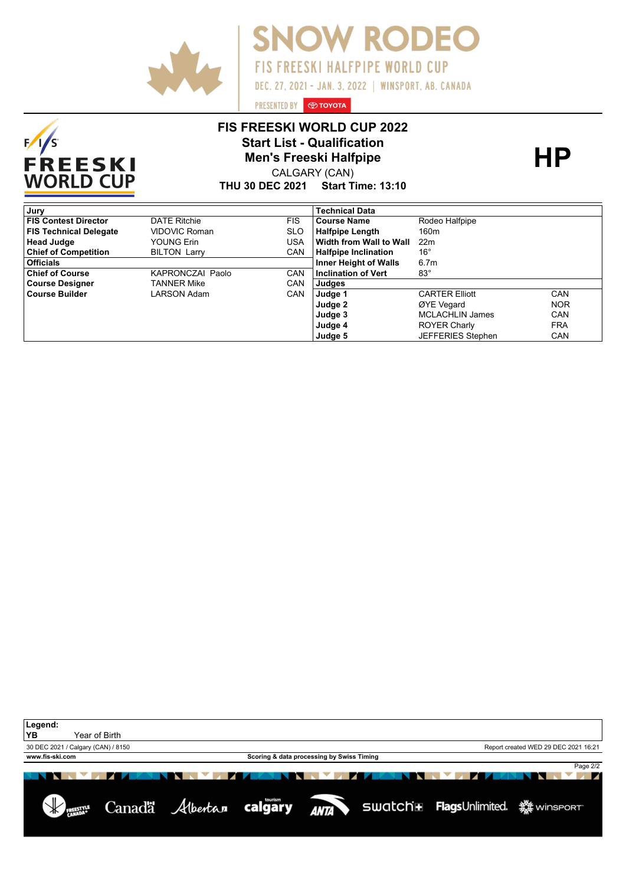SNOW RODEO

FIS FREESKI HALFPIPE WORLD CUP

DEC. 27, 2021 - JAN. 3, 2022 | WINSPORT, AB, CANADA

PRESENTED BY TOYOTA

# FIS FREESKI WORLD CUP 2022

## Start List - Qualification

## Men's Freeski Halfpipe

**HP**

CALGARY (CAN)

**THU 30 DEC 2021 Start Time: 13:10**

| Jury | | | Technical Data | | |
|---|---|---|---|---|---|
| **FIS Contest Director** | DATE Ritchie | FIS | **Course Name** | Rodeo Halfpipe | |
| **FIS Technical Delegate** | VIDOVIC Roman | SLO | **Halfpipe Length** | 160m | |
| **Head Judge** | YOUNG Erin | USA | **Width from Wall to Wall** | 22m | |
| **Chief of Competition** | BILTON Larry | CAN | **Halfpipe Inclination** | 16° | |
| **Officials** | | | **Inner Height of Walls** | 6.7m | |
| **Chief of Course** | KAPRONCZAI Paolo | CAN | **Inclination of Vert** | 83° | |
| **Course Designer** | TANNER Mike | CAN | **Judges** | | |
| **Course Builder** | LARSON Adam | CAN | **Judge 1** | CARTER Elliott | CAN |
| | | | **Judge 2** | ØYE Vegard | NOR |
| | | | **Judge 3** | MCLACHLIN James | CAN |
| | | | **Judge 4** | ROYER Charly | FRA |
| | | | **Judge 5** | JEFFERIES Stephen | CAN |

**Legend:**

**YB** Year of Birth

30 DEC 2021 / Calgary (CAN) / 8150

Report created WED 29 DEC 2021 16:21

**www.fis-ski.com**

**Scoring & data processing by Swiss Timing**